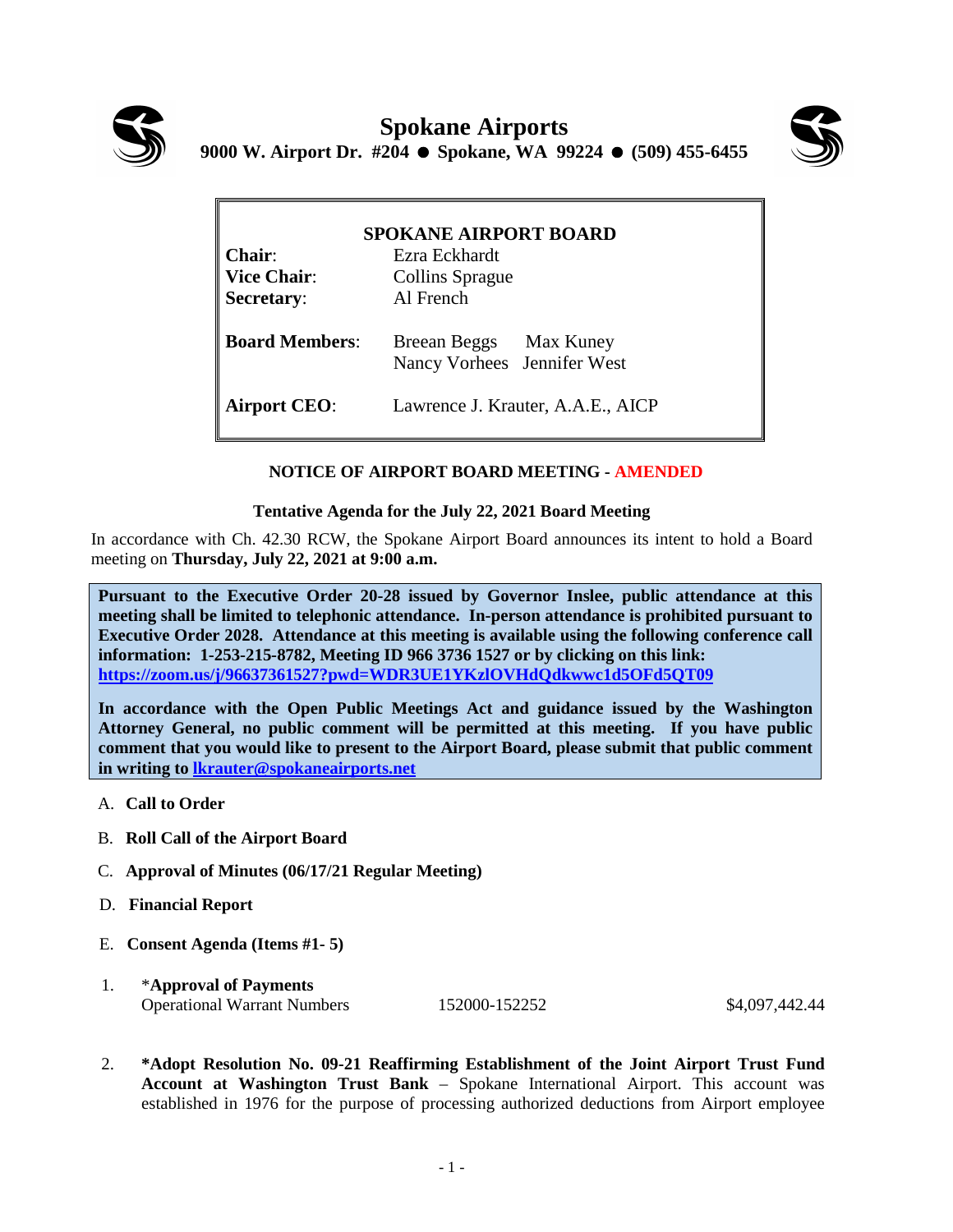# Spokane Airports

**9000 W. Airport Dr. #204 ● Spokane, WA 99224 ● (509) 455-6455**

| **SPOKANE AIRPORT BOARD** | |
|---|---|
| **Chair**: | Ezra Eckhardt |
| **Vice Chair**: | Collins Sprague |
| **Secretary**: | Al French |
| **Board Members**: | Breean Beggs Max Kuney Nancy Vorhees Jennifer West |
| **Airport CEO**: | Lawrence J. Krauter, A.A.E., AICP |

**NOTICE OF AIRPORT BOARD MEETING - AMENDED**

**Tentative Agenda for the July 22, 2021 Board Meeting**

In accordance with Ch. 42.30 RCW, the Spokane Airport Board announces its intent to hold a Board meeting on **Thursday, July 22, 2021 at 9:00 a.m.**

**Pursuant to the Executive Order 20-28 issued by Governor Inslee, public attendance at this meeting shall be limited to telephonic attendance. In-person attendance is prohibited pursuant to Executive Order 2028. Attendance at this meeting is available using the following conference call information: 1-253-215-8782, Meeting ID 966 3736 1527 or by clicking on this link: https://zoom.us/j/96637361527?pwd=WDR3UE1YKzlOVHdQdkwwc1d5OFd5QT09**

**In accordance with the Open Public Meetings Act and guidance issued by the Washington Attorney General, no public comment will be permitted at this meeting. If you have public comment that you would like to present to the Airport Board, please submit that public comment in writing to lkrauter@spokaneairports.net**

A. **Call to Order**

B. **Roll Call of the Airport Board**

C. **Approval of Minutes (06/17/21 Regular Meeting)**

D. **Financial Report**

E. **Consent Agenda (Items #1- 5)**

1. *\***Approval of Payments**

   | Operational Warrant Numbers | 152000-152252 | $4,097,442.44 |
   |---|---|---|

2. **\*Adopt Resolution No. 09-21 Reaffirming Establishment of the Joint Airport Trust Fund Account at Washington Trust Bank** – Spokane International Airport. This account was established in 1976 for the purpose of processing authorized deductions from Airport employee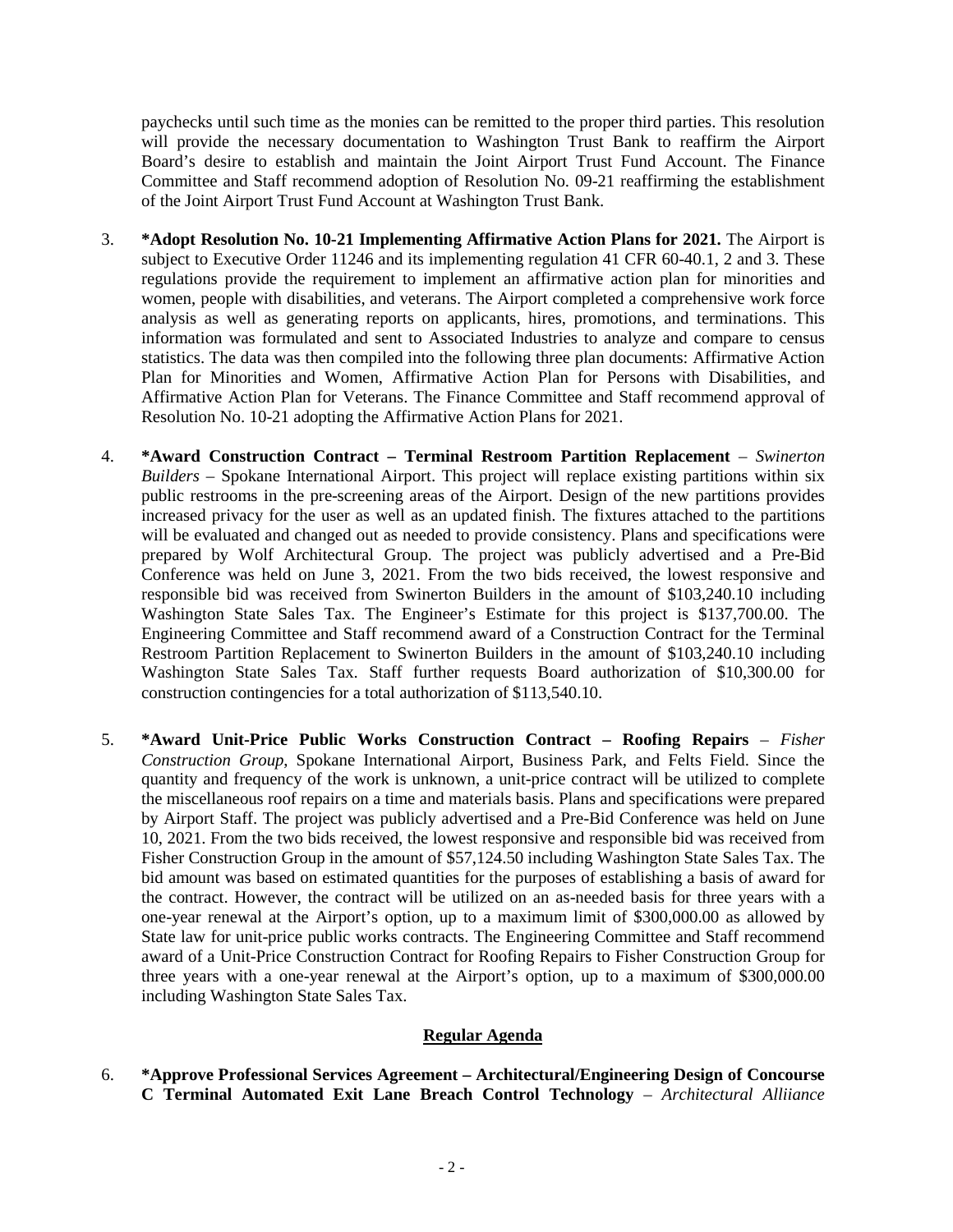paychecks until such time as the monies can be remitted to the proper third parties. This resolution will provide the necessary documentation to Washington Trust Bank to reaffirm the Airport Board's desire to establish and maintain the Joint Airport Trust Fund Account. The Finance Committee and Staff recommend adoption of Resolution No. 09-21 reaffirming the establishment of the Joint Airport Trust Fund Account at Washington Trust Bank.

3. **\*Adopt Resolution No. 10-21 Implementing Affirmative Action Plans for 2021.** The Airport is subject to Executive Order 11246 and its implementing regulation 41 CFR 60-40.1, 2 and 3. These regulations provide the requirement to implement an affirmative action plan for minorities and women, people with disabilities, and veterans. The Airport completed a comprehensive work force analysis as well as generating reports on applicants, hires, promotions, and terminations. This information was formulated and sent to Associated Industries to analyze and compare to census statistics. The data was then compiled into the following three plan documents: Affirmative Action Plan for Minorities and Women, Affirmative Action Plan for Persons with Disabilities, and Affirmative Action Plan for Veterans. The Finance Committee and Staff recommend approval of Resolution No. 10-21 adopting the Affirmative Action Plans for 2021.

4. **\*Award Construction Contract – Terminal Restroom Partition Replacement** – *Swinerton Builders* – Spokane International Airport. This project will replace existing partitions within six public restrooms in the pre-screening areas of the Airport. Design of the new partitions provides increased privacy for the user as well as an updated finish. The fixtures attached to the partitions will be evaluated and changed out as needed to provide consistency. Plans and specifications were prepared by Wolf Architectural Group. The project was publicly advertised and a Pre-Bid Conference was held on June 3, 2021. From the two bids received, the lowest responsive and responsible bid was received from Swinerton Builders in the amount of $103,240.10 including Washington State Sales Tax. The Engineer's Estimate for this project is $137,700.00. The Engineering Committee and Staff recommend award of a Construction Contract for the Terminal Restroom Partition Replacement to Swinerton Builders in the amount of $103,240.10 including Washington State Sales Tax. Staff further requests Board authorization of $10,300.00 for construction contingencies for a total authorization of $113,540.10.

5. **\*Award Unit-Price Public Works Construction Contract – Roofing Repairs** – *Fisher Construction Group*, Spokane International Airport, Business Park, and Felts Field. Since the quantity and frequency of the work is unknown, a unit-price contract will be utilized to complete the miscellaneous roof repairs on a time and materials basis. Plans and specifications were prepared by Airport Staff. The project was publicly advertised and a Pre-Bid Conference was held on June 10, 2021. From the two bids received, the lowest responsive and responsible bid was received from Fisher Construction Group in the amount of $57,124.50 including Washington State Sales Tax. The bid amount was based on estimated quantities for the purposes of establishing a basis of award for the contract. However, the contract will be utilized on an as-needed basis for three years with a one-year renewal at the Airport's option, up to a maximum limit of $300,000.00 as allowed by State law for unit-price public works contracts. The Engineering Committee and Staff recommend award of a Unit-Price Construction Contract for Roofing Repairs to Fisher Construction Group for three years with a one-year renewal at the Airport's option, up to a maximum of $300,000.00 including Washington State Sales Tax.

## Regular Agenda

6. **\*Approve Professional Services Agreement – Architectural/Engineering Design of Concourse C Terminal Automated Exit Lane Breach Control Technology** – *Architectural Alliiance*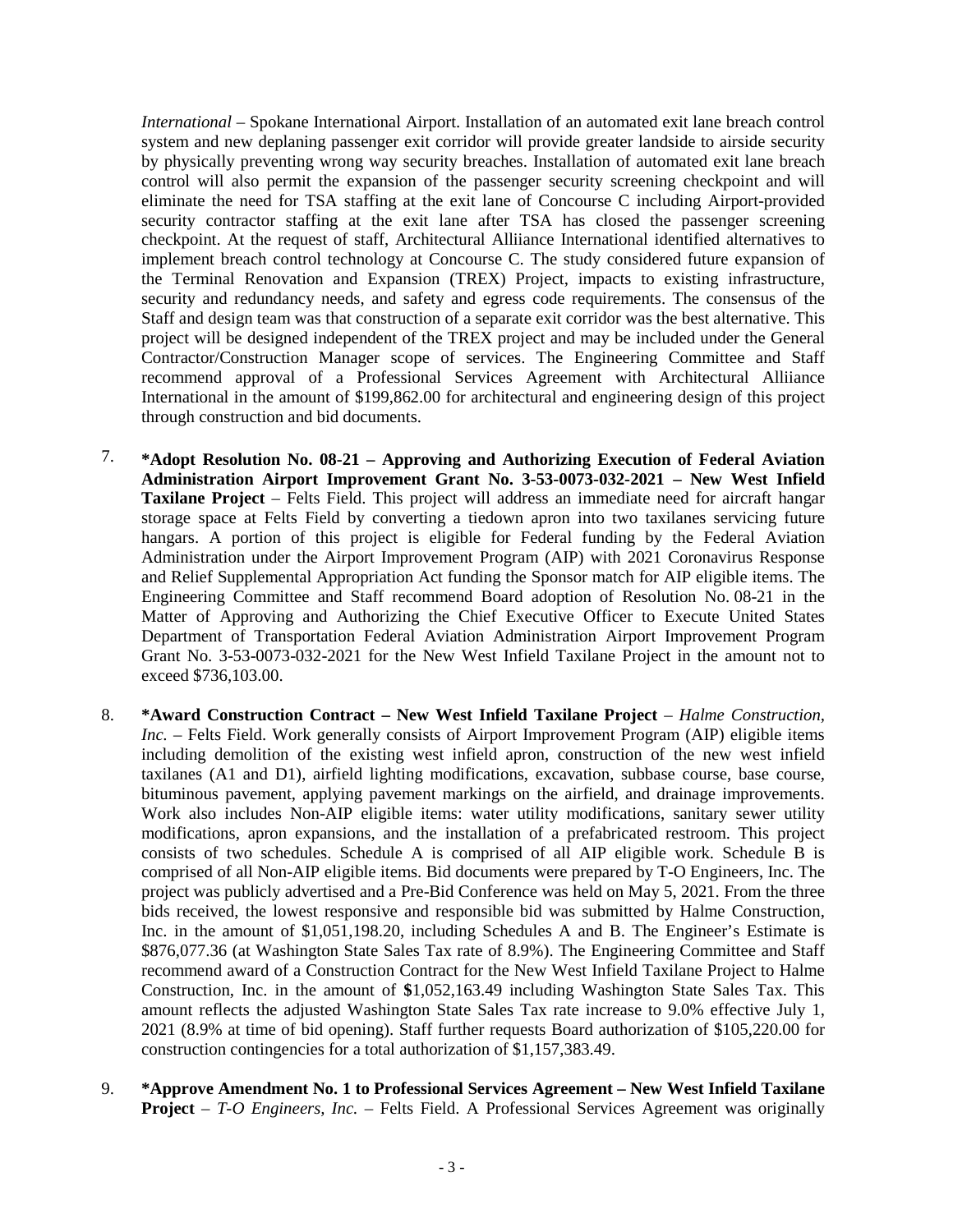*International* – Spokane International Airport. Installation of an automated exit lane breach control system and new deplaning passenger exit corridor will provide greater landside to airside security by physically preventing wrong way security breaches. Installation of automated exit lane breach control will also permit the expansion of the passenger security screening checkpoint and will eliminate the need for TSA staffing at the exit lane of Concourse C including Airport-provided security contractor staffing at the exit lane after TSA has closed the passenger screening checkpoint. At the request of staff, Architectural Alliiance International identified alternatives to implement breach control technology at Concourse C. The study considered future expansion of the Terminal Renovation and Expansion (TREX) Project, impacts to existing infrastructure, security and redundancy needs, and safety and egress code requirements. The consensus of the Staff and design team was that construction of a separate exit corridor was the best alternative. This project will be designed independent of the TREX project and may be included under the General Contractor/Construction Manager scope of services. The Engineering Committee and Staff recommend approval of a Professional Services Agreement with Architectural Alliiance International in the amount of $199,862.00 for architectural and engineering design of this project through construction and bid documents.

7. **\*Adopt Resolution No. 08-21 – Approving and Authorizing Execution of Federal Aviation Administration Airport Improvement Grant No. 3-53-0073-032-2021 – New West Infield Taxilane Project** – Felts Field. This project will address an immediate need for aircraft hangar storage space at Felts Field by converting a tiedown apron into two taxilanes servicing future hangars. A portion of this project is eligible for Federal funding by the Federal Aviation Administration under the Airport Improvement Program (AIP) with 2021 Coronavirus Response and Relief Supplemental Appropriation Act funding the Sponsor match for AIP eligible items. The Engineering Committee and Staff recommend Board adoption of Resolution No. 08-21 in the Matter of Approving and Authorizing the Chief Executive Officer to Execute United States Department of Transportation Federal Aviation Administration Airport Improvement Program Grant No. 3-53-0073-032-2021 for the New West Infield Taxilane Project in the amount not to exceed $736,103.00.

8. **\*Award Construction Contract – New West Infield Taxilane Project** – *Halme Construction, Inc.* – Felts Field. Work generally consists of Airport Improvement Program (AIP) eligible items including demolition of the existing west infield apron, construction of the new west infield taxilanes (A1 and D1), airfield lighting modifications, excavation, subbase course, base course, bituminous pavement, applying pavement markings on the airfield, and drainage improvements. Work also includes Non-AIP eligible items: water utility modifications, sanitary sewer utility modifications, apron expansions, and the installation of a prefabricated restroom. This project consists of two schedules. Schedule A is comprised of all AIP eligible work. Schedule B is comprised of all Non-AIP eligible items. Bid documents were prepared by T-O Engineers, Inc. The project was publicly advertised and a Pre-Bid Conference was held on May 5, 2021. From the three bids received, the lowest responsive and responsible bid was submitted by Halme Construction, Inc. in the amount of $1,051,198.20, including Schedules A and B. The Engineer's Estimate is $876,077.36 (at Washington State Sales Tax rate of 8.9%). The Engineering Committee and Staff recommend award of a Construction Contract for the New West Infield Taxilane Project to Halme Construction, Inc. in the amount of $1,052,163.49 including Washington State Sales Tax. This amount reflects the adjusted Washington State Sales Tax rate increase to 9.0% effective July 1, 2021 (8.9% at time of bid opening). Staff further requests Board authorization of $105,220.00 for construction contingencies for a total authorization of $1,157,383.49.

9. **\*Approve Amendment No. 1 to Professional Services Agreement – New West Infield Taxilane Project** – *T-O Engineers, Inc.* – Felts Field. A Professional Services Agreement was originally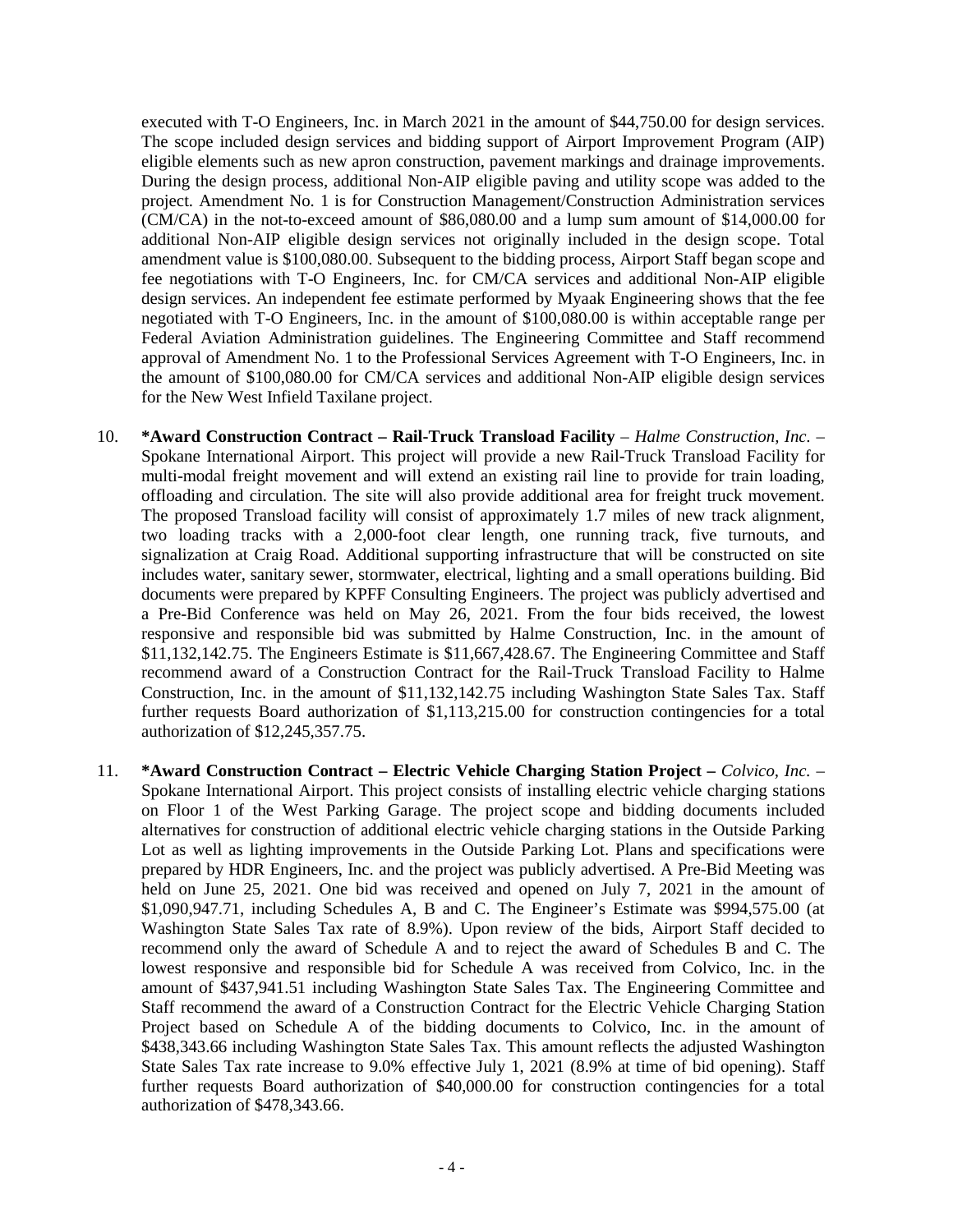executed with T-O Engineers, Inc. in March 2021 in the amount of $44,750.00 for design services. The scope included design services and bidding support of Airport Improvement Program (AIP) eligible elements such as new apron construction, pavement markings and drainage improvements. During the design process, additional Non-AIP eligible paving and utility scope was added to the project. Amendment No. 1 is for Construction Management/Construction Administration services (CM/CA) in the not-to-exceed amount of $86,080.00 and a lump sum amount of $14,000.00 for additional Non-AIP eligible design services not originally included in the design scope. Total amendment value is $100,080.00. Subsequent to the bidding process, Airport Staff began scope and fee negotiations with T-O Engineers, Inc. for CM/CA services and additional Non-AIP eligible design services. An independent fee estimate performed by Myaak Engineering shows that the fee negotiated with T-O Engineers, Inc. in the amount of $100,080.00 is within acceptable range per Federal Aviation Administration guidelines. The Engineering Committee and Staff recommend approval of Amendment No. 1 to the Professional Services Agreement with T-O Engineers, Inc. in the amount of $100,080.00 for CM/CA services and additional Non-AIP eligible design services for the New West Infield Taxilane project.

10. **\*Award Construction Contract – Rail-Truck Transload Facility** – *Halme Construction, Inc.* – Spokane International Airport. This project will provide a new Rail-Truck Transload Facility for multi-modal freight movement and will extend an existing rail line to provide for train loading, offloading and circulation. The site will also provide additional area for freight truck movement. The proposed Transload facility will consist of approximately 1.7 miles of new track alignment, two loading tracks with a 2,000-foot clear length, one running track, five turnouts, and signalization at Craig Road. Additional supporting infrastructure that will be constructed on site includes water, sanitary sewer, stormwater, electrical, lighting and a small operations building. Bid documents were prepared by KPFF Consulting Engineers. The project was publicly advertised and a Pre-Bid Conference was held on May 26, 2021. From the four bids received, the lowest responsive and responsible bid was submitted by Halme Construction, Inc. in the amount of $11,132,142.75. The Engineers Estimate is $11,667,428.67. The Engineering Committee and Staff recommend award of a Construction Contract for the Rail-Truck Transload Facility to Halme Construction, Inc. in the amount of $11,132,142.75 including Washington State Sales Tax. Staff further requests Board authorization of $1,113,215.00 for construction contingencies for a total authorization of $12,245,357.75.

11. **\*Award Construction Contract – Electric Vehicle Charging Station Project –** *Colvico, Inc.* – Spokane International Airport. This project consists of installing electric vehicle charging stations on Floor 1 of the West Parking Garage. The project scope and bidding documents included alternatives for construction of additional electric vehicle charging stations in the Outside Parking Lot as well as lighting improvements in the Outside Parking Lot. Plans and specifications were prepared by HDR Engineers, Inc. and the project was publicly advertised. A Pre-Bid Meeting was held on June 25, 2021. One bid was received and opened on July 7, 2021 in the amount of $1,090,947.71, including Schedules A, B and C. The Engineer's Estimate was $994,575.00 (at Washington State Sales Tax rate of 8.9%). Upon review of the bids, Airport Staff decided to recommend only the award of Schedule A and to reject the award of Schedules B and C. The lowest responsive and responsible bid for Schedule A was received from Colvico, Inc. in the amount of $437,941.51 including Washington State Sales Tax. The Engineering Committee and Staff recommend the award of a Construction Contract for the Electric Vehicle Charging Station Project based on Schedule A of the bidding documents to Colvico, Inc. in the amount of $438,343.66 including Washington State Sales Tax. This amount reflects the adjusted Washington State Sales Tax rate increase to 9.0% effective July 1, 2021 (8.9% at time of bid opening). Staff further requests Board authorization of $40,000.00 for construction contingencies for a total authorization of $478,343.66.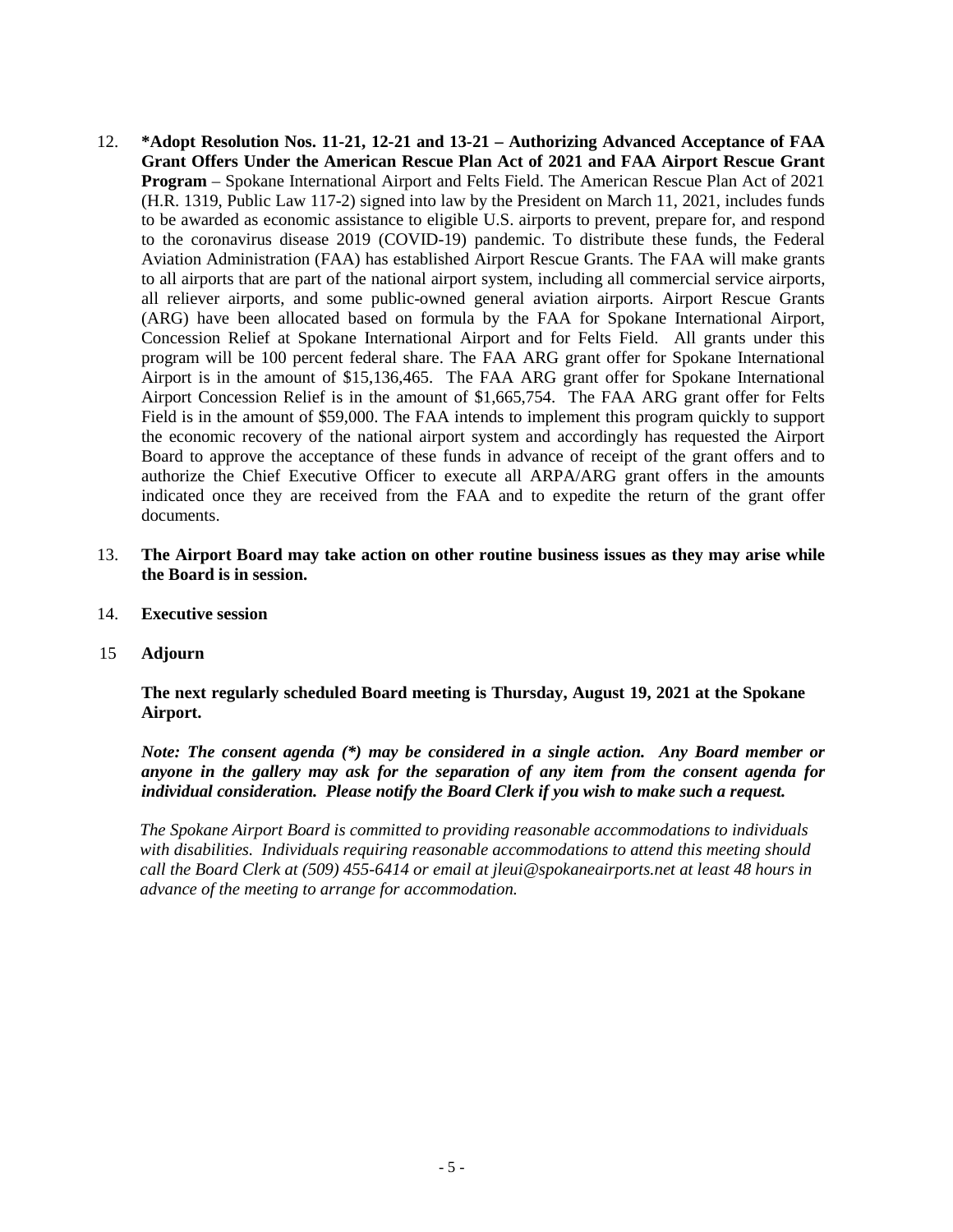12. **\*Adopt Resolution Nos. 11-21, 12-21 and 13-21 – Authorizing Advanced Acceptance of FAA Grant Offers Under the American Rescue Plan Act of 2021 and FAA Airport Rescue Grant Program** – Spokane International Airport and Felts Field. The American Rescue Plan Act of 2021 (H.R. 1319, Public Law 117-2) signed into law by the President on March 11, 2021, includes funds to be awarded as economic assistance to eligible U.S. airports to prevent, prepare for, and respond to the coronavirus disease 2019 (COVID-19) pandemic. To distribute these funds, the Federal Aviation Administration (FAA) has established Airport Rescue Grants. The FAA will make grants to all airports that are part of the national airport system, including all commercial service airports, all reliever airports, and some public-owned general aviation airports. Airport Rescue Grants (ARG) have been allocated based on formula by the FAA for Spokane International Airport, Concession Relief at Spokane International Airport and for Felts Field. All grants under this program will be 100 percent federal share. The FAA ARG grant offer for Spokane International Airport is in the amount of $15,136,465. The FAA ARG grant offer for Spokane International Airport Concession Relief is in the amount of $1,665,754. The FAA ARG grant offer for Felts Field is in the amount of $59,000. The FAA intends to implement this program quickly to support the economic recovery of the national airport system and accordingly has requested the Airport Board to approve the acceptance of these funds in advance of receipt of the grant offers and to authorize the Chief Executive Officer to execute all ARPA/ARG grant offers in the amounts indicated once they are received from the FAA and to expedite the return of the grant offer documents.

13. **The Airport Board may take action on other routine business issues as they may arise while the Board is in session.**

14. **Executive session**

15 **Adjourn**

**The next regularly scheduled Board meeting is Thursday, August 19, 2021 at the Spokane Airport.**

***Note: The consent agenda (\*) may be considered in a single action. Any Board member or anyone in the gallery may ask for the separation of any item from the consent agenda for individual consideration. Please notify the Board Clerk if you wish to make such a request.***

*The Spokane Airport Board is committed to providing reasonable accommodations to individuals with disabilities. Individuals requiring reasonable accommodations to attend this meeting should call the Board Clerk at (509) 455-6414 or email at jleui@spokaneairports.net at least 48 hours in advance of the meeting to arrange for accommodation.*